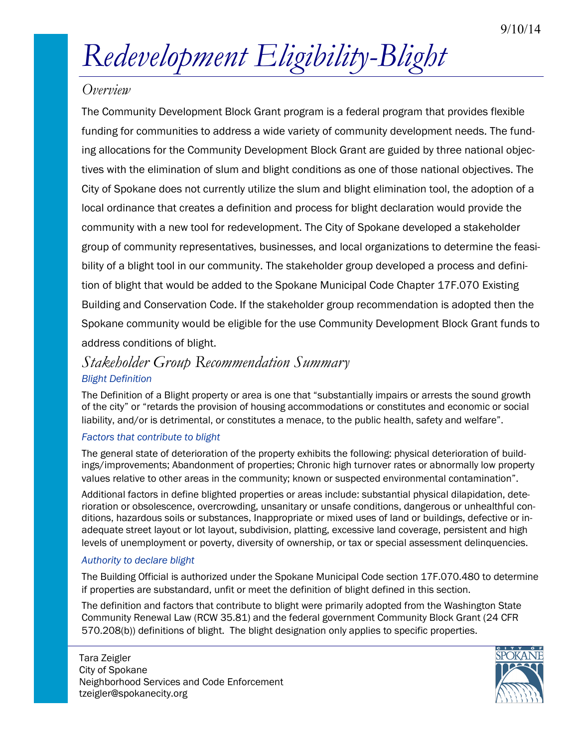9/10/14

# Redevelopment Eligibility-Blight

## Overview

The Community Development Block Grant program is a federal program that provides flexible funding for communities to address a wide variety of community development needs. The funding allocations for the Community Development Block Grant are guided by three national objectives with the elimination of slum and blight conditions as one of those national objectives. The City of Spokane does not currently utilize the slum and blight elimination tool, the adoption of a local ordinance that creates a definition and process for blight declaration would provide the community with a new tool for redevelopment. The City of Spokane developed a stakeholder group of community representatives, businesses, and local organizations to determine the feasibility of a blight tool in our community. The stakeholder group developed a process and definition of blight that would be added to the Spokane Municipal Code Chapter 17F.070 Existing Building and Conservation Code. If the stakeholder group recommendation is adopted then the Spokane community would be eligible for the use Community Development Block Grant funds to address conditions of blight.

## Stakeholder Group Recommendation Summary

### Blight Definition

The Definition of a Blight property or area is one that "substantially impairs or arrests the sound growth of the city" or "retards the provision of housing accommodations or constitutes and economic or social liability, and/or is detrimental, or constitutes a menace, to the public health, safety and welfare".

### Factors that contribute to blight

The general state of deterioration of the property exhibits the following: physical deterioration of buildings/improvements; Abandonment of properties; Chronic high turnover rates or abnormally low property values relative to other areas in the community; known or suspected environmental contamination".

Additional factors in define blighted properties or areas include: substantial physical dilapidation, deterioration or obsolescence, overcrowding, unsanitary or unsafe conditions, dangerous or unhealthful conditions, hazardous soils or substances, Inappropriate or mixed uses of land or buildings, defective or inadequate street layout or lot layout, subdivision, platting, excessive land coverage, persistent and high levels of unemployment or poverty, diversity of ownership, or tax or special assessment delinquencies.

### Authority to declare blight

The Building Official is authorized under the Spokane Municipal Code section 17F.070.480 to determine if properties are substandard, unfit or meet the definition of blight defined in this section.

The definition and factors that contribute to blight were primarily adopted from the Washington State Community Renewal Law (RCW 35.81) and the federal government Community Block Grant (24 CFR 570.208(b)) definitions of blight. The blight designation only applies to specific properties.

Tara Zeigler
City of Spokane
Neighborhood Services and Code Enforcement
tzeigler@spokanecity.org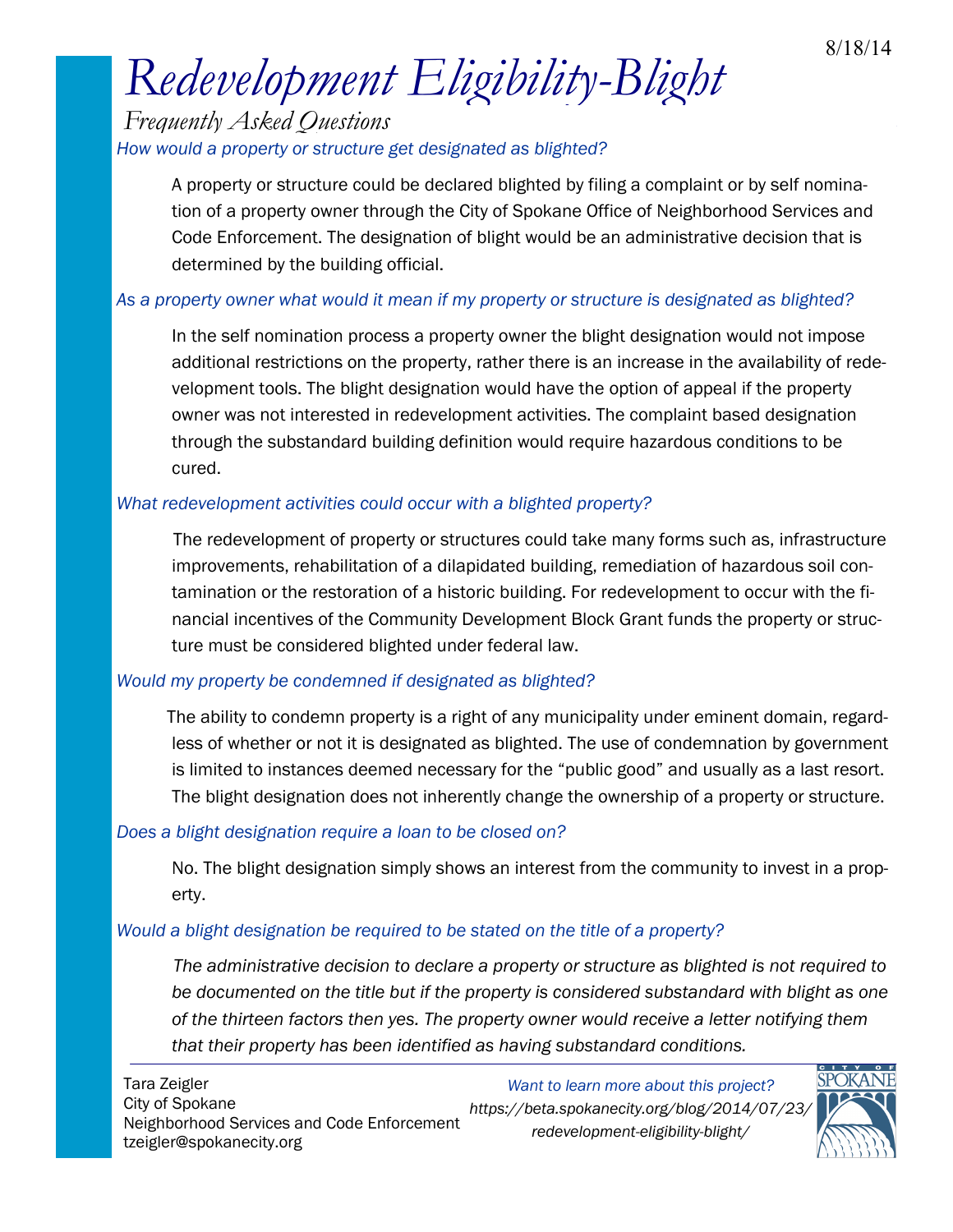# *Redevelopment Eligibility-Blight*

*Frequently Asked Questions*

8/18/14

### *How would a property or structure get designated as blighted?*

A property or structure could be declared blighted by filing a complaint or by self nomination of a property owner through the City of Spokane Office of Neighborhood Services and Code Enforcement. The designation of blight would be an administrative decision that is determined by the building official.

### *As a property owner what would it mean if my property or structure is designated as blighted?*

In the self nomination process a property owner the blight designation would not impose additional restrictions on the property, rather there is an increase in the availability of redevelopment tools. The blight designation would have the option of appeal if the property owner was not interested in redevelopment activities. The complaint based designation through the substandard building definition would require hazardous conditions to be cured.

### *What redevelopment activities could occur with a blighted property?*

The redevelopment of property or structures could take many forms such as, infrastructure improvements, rehabilitation of a dilapidated building, remediation of hazardous soil contamination or the restoration of a historic building. For redevelopment to occur with the financial incentives of the Community Development Block Grant funds the property or structure must be considered blighted under federal law.

### *Would my property be condemned if designated as blighted?*

The ability to condemn property is a right of any municipality under eminent domain, regardless of whether or not it is designated as blighted. The use of condemnation by government is limited to instances deemed necessary for the "public good" and usually as a last resort. The blight designation does not inherently change the ownership of a property or structure.

### *Does a blight designation require a loan to be closed on?*

No. The blight designation simply shows an interest from the community to invest in a property.

### *Would a blight designation be required to be stated on the title of a property?*

*The administrative decision to declare a property or structure as blighted is not required to be documented on the title but if the property is considered substandard with blight as one of the thirteen factors then yes. The property owner would receive a letter notifying them that their property has been identified as having substandard conditions.*

Tara Zeigler
City of Spokane
Neighborhood Services and Code Enforcement
tzeigler@spokanecity.org

*Want to learn more about this project?*
*https://beta.spokanecity.org/blog/2014/07/23/redevelopment-eligibility-blight/*